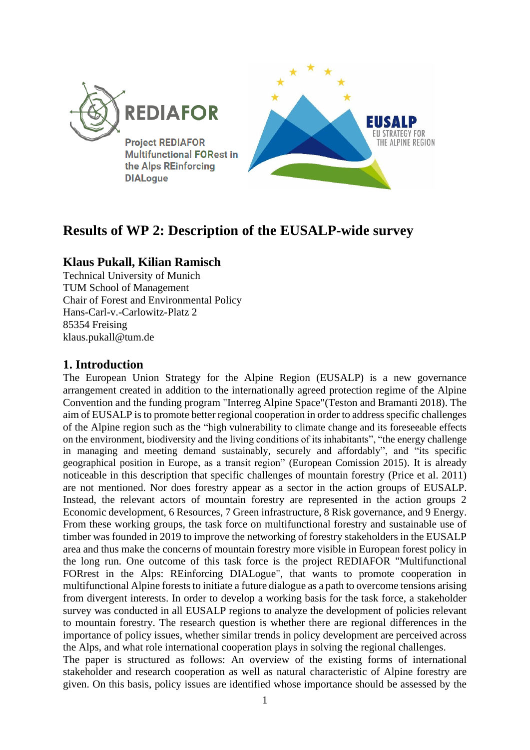Project REDIAFOR
Multifunctional FORest in the Alps REinforcing DIALogue

EUSALP
EU STRATEGY FOR THE ALPINE REGION

# Results of WP 2: Description of the EUSALP-wide survey

**Klaus Pukall, Kilian Ramisch**

Technical University of Munich
TUM School of Management
Chair of Forest and Environmental Policy
Hans-Carl-v.-Carlowitz-Platz 2
85354 Freising
klaus.pukall@tum.de

## 1. Introduction

The European Union Strategy for the Alpine Region (EUSALP) is a new governance arrangement created in addition to the internationally agreed protection regime of the Alpine Convention and the funding program "Interreg Alpine Space"(Teston and Bramanti 2018). The aim of EUSALP is to promote better regional cooperation in order to address specific challenges of the Alpine region such as the "high vulnerability to climate change and its foreseeable effects on the environment, biodiversity and the living conditions of its inhabitants", "the energy challenge in managing and meeting demand sustainably, securely and affordably", and "its specific geographical position in Europe, as a transit region" (European Comission 2015). It is already noticeable in this description that specific challenges of mountain forestry (Price et al. 2011) are not mentioned. Nor does forestry appear as a sector in the action groups of EUSALP. Instead, the relevant actors of mountain forestry are represented in the action groups 2 Economic development, 6 Resources, 7 Green infrastructure, 8 Risk governance, and 9 Energy. From these working groups, the task force on multifunctional forestry and sustainable use of timber was founded in 2019 to improve the networking of forestry stakeholders in the EUSALP area and thus make the concerns of mountain forestry more visible in European forest policy in the long run. One outcome of this task force is the project REDIAFOR "Multifunctional FORrest in the Alps: REinforcing DIALogue", that wants to promote cooperation in multifunctional Alpine forests to initiate a future dialogue as a path to overcome tensions arising from divergent interests. In order to develop a working basis for the task force, a stakeholder survey was conducted in all EUSALP regions to analyze the development of policies relevant to mountain forestry. The research question is whether there are regional differences in the importance of policy issues, whether similar trends in policy development are perceived across the Alps, and what role international cooperation plays in solving the regional challenges.

The paper is structured as follows: An overview of the existing forms of international stakeholder and research cooperation as well as natural characteristic of Alpine forestry are given. On this basis, policy issues are identified whose importance should be assessed by the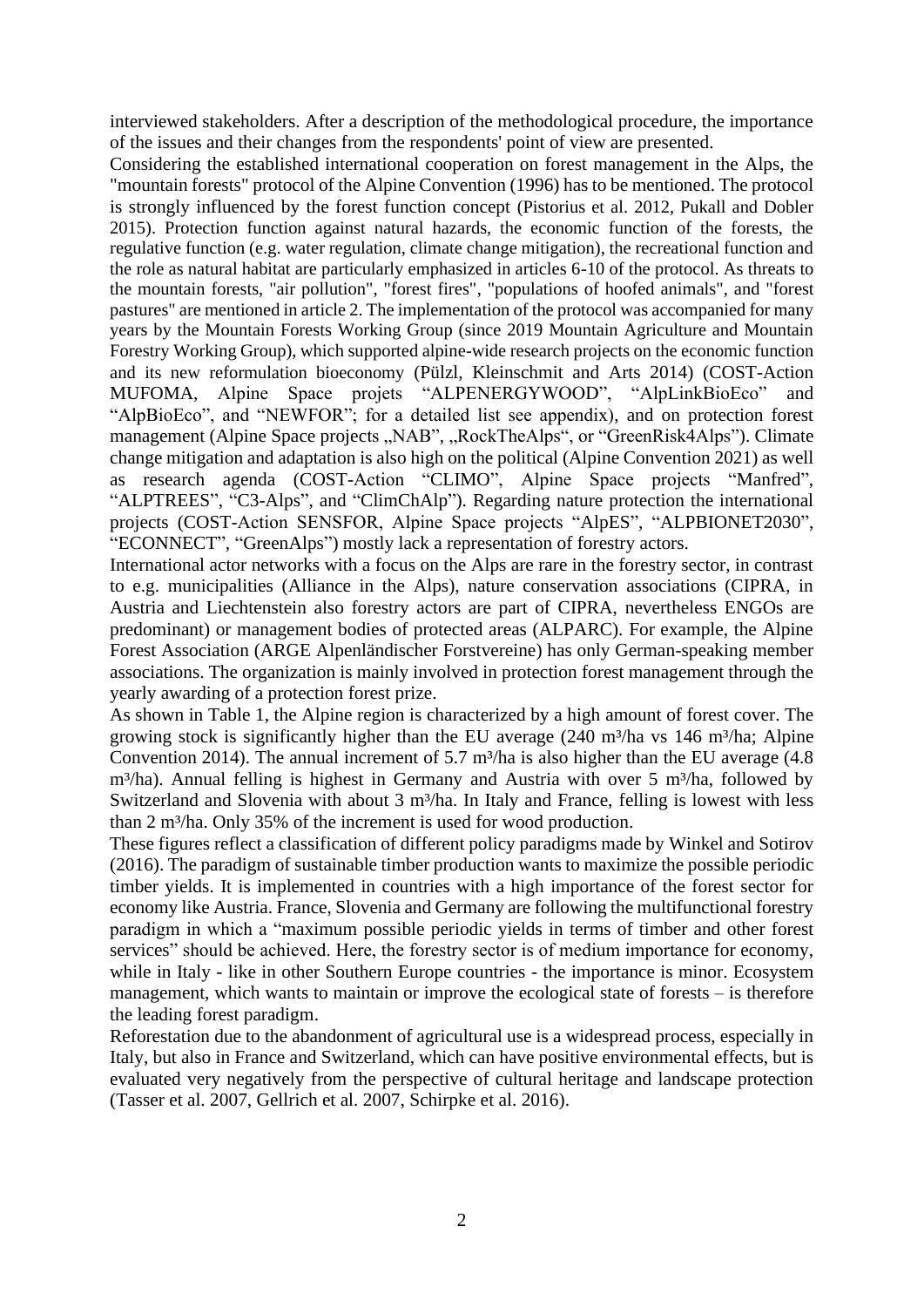interviewed stakeholders. After a description of the methodological procedure, the importance of the issues and their changes from the respondents' point of view are presented.

Considering the established international cooperation on forest management in the Alps, the "mountain forests" protocol of the Alpine Convention (1996) has to be mentioned. The protocol is strongly influenced by the forest function concept (Pistorius et al. 2012, Pukall and Dobler 2015). Protection function against natural hazards, the economic function of the forests, the regulative function (e.g. water regulation, climate change mitigation), the recreational function and the role as natural habitat are particularly emphasized in articles 6-10 of the protocol. As threats to the mountain forests, "air pollution", "forest fires", "populations of hoofed animals", and "forest pastures" are mentioned in article 2. The implementation of the protocol was accompanied for many years by the Mountain Forests Working Group (since 2019 Mountain Agriculture and Mountain Forestry Working Group), which supported alpine-wide research projects on the economic function and its new reformulation bioeconomy (Pülzl, Kleinschmit and Arts 2014) (COST-Action MUFOMA, Alpine Space projets "ALPENERGYWOOD", "AlpLinkBioEco" and "AlpBioEco", and "NEWFOR"; for a detailed list see appendix), and on protection forest management (Alpine Space projects „NAB", „RockTheAlps", or "GreenRisk4Alps"). Climate change mitigation and adaptation is also high on the political (Alpine Convention 2021) as well as research agenda (COST-Action "CLIMO", Alpine Space projects "Manfred", "ALPTREES", "C3-Alps", and "ClimChAlp"). Regarding nature protection the international projects (COST-Action SENSFOR, Alpine Space projects "AlpES", "ALPBIONET2030", "ECONNECT", "GreenAlps") mostly lack a representation of forestry actors.

International actor networks with a focus on the Alps are rare in the forestry sector, in contrast to e.g. municipalities (Alliance in the Alps), nature conservation associations (CIPRA, in Austria and Liechtenstein also forestry actors are part of CIPRA, nevertheless ENGOs are predominant) or management bodies of protected areas (ALPARC). For example, the Alpine Forest Association (ARGE Alpenländischer Forstvereine) has only German-speaking member associations. The organization is mainly involved in protection forest management through the yearly awarding of a protection forest prize.

As shown in Table 1, the Alpine region is characterized by a high amount of forest cover. The growing stock is significantly higher than the EU average (240 m³/ha vs 146 m³/ha; Alpine Convention 2014). The annual increment of 5.7 m³/ha is also higher than the EU average (4.8 m³/ha). Annual felling is highest in Germany and Austria with over 5 m³/ha, followed by Switzerland and Slovenia with about 3 m³/ha. In Italy and France, felling is lowest with less than 2 m³/ha. Only 35% of the increment is used for wood production.

These figures reflect a classification of different policy paradigms made by Winkel and Sotirov (2016). The paradigm of sustainable timber production wants to maximize the possible periodic timber yields. It is implemented in countries with a high importance of the forest sector for economy like Austria. France, Slovenia and Germany are following the multifunctional forestry paradigm in which a "maximum possible periodic yields in terms of timber and other forest services" should be achieved. Here, the forestry sector is of medium importance for economy, while in Italy - like in other Southern Europe countries - the importance is minor. Ecosystem management, which wants to maintain or improve the ecological state of forests – is therefore the leading forest paradigm.

Reforestation due to the abandonment of agricultural use is a widespread process, especially in Italy, but also in France and Switzerland, which can have positive environmental effects, but is evaluated very negatively from the perspective of cultural heritage and landscape protection (Tasser et al. 2007, Gellrich et al. 2007, Schirpke et al. 2016).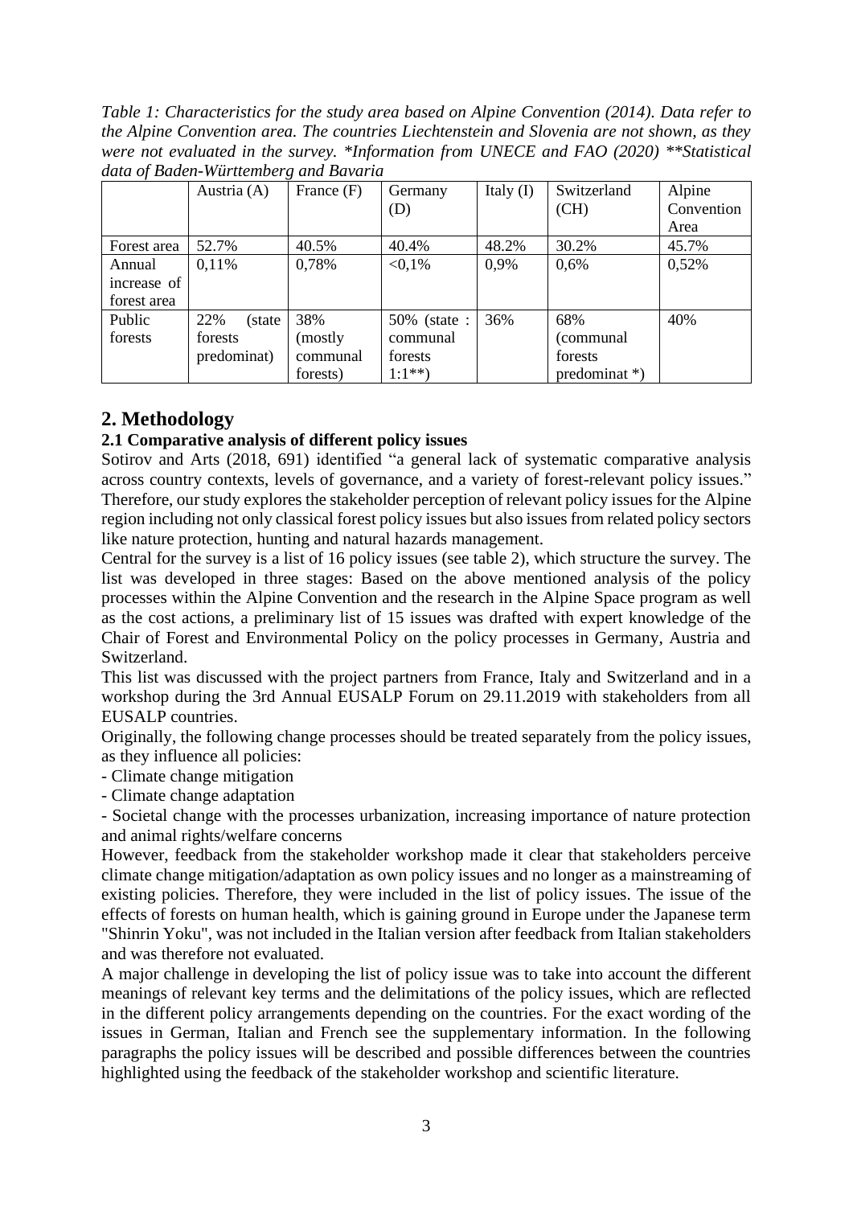*Table 1: Characteristics for the study area based on Alpine Convention (2014). Data refer to the Alpine Convention area. The countries Liechtenstein and Slovenia are not shown, as they were not evaluated in the survey. *Information from UNECE and FAO (2020) **Statistical data of Baden-Württemberg and Bavaria*

| | Austria (A) | France (F) | Germany (D) | Italy (I) | Switzerland (CH) | Alpine Convention Area |
|---|---|---|---|---|---|---|
| Forest area | 52.7% | 40.5% | 40.4% | 48.2% | 30.2% | 45.7% |
| Annual increase of forest area | 0,11% | 0,78% | <0,1% | 0,9% | 0,6% | 0,52% |
| Public forests | 22% (state forests predominat) | 38% (mostly communal forests) | 50% (state : communal forests 1:1**) | 36% | 68% (communal forests predominat *) | 40% |

## 2. Methodology

### 2.1 Comparative analysis of different policy issues

Sotirov and Arts (2018, 691) identified "a general lack of systematic comparative analysis across country contexts, levels of governance, and a variety of forest-relevant policy issues." Therefore, our study explores the stakeholder perception of relevant policy issues for the Alpine region including not only classical forest policy issues but also issues from related policy sectors like nature protection, hunting and natural hazards management.

Central for the survey is a list of 16 policy issues (see table 2), which structure the survey. The list was developed in three stages: Based on the above mentioned analysis of the policy processes within the Alpine Convention and the research in the Alpine Space program as well as the cost actions, a preliminary list of 15 issues was drafted with expert knowledge of the Chair of Forest and Environmental Policy on the policy processes in Germany, Austria and Switzerland.

This list was discussed with the project partners from France, Italy and Switzerland and in a workshop during the 3rd Annual EUSALP Forum on 29.11.2019 with stakeholders from all EUSALP countries.

Originally, the following change processes should be treated separately from the policy issues, as they influence all policies:

- Climate change mitigation
- Climate change adaptation
- Societal change with the processes urbanization, increasing importance of nature protection and animal rights/welfare concerns

However, feedback from the stakeholder workshop made it clear that stakeholders perceive climate change mitigation/adaptation as own policy issues and no longer as a mainstreaming of existing policies. Therefore, they were included in the list of policy issues. The issue of the effects of forests on human health, which is gaining ground in Europe under the Japanese term "Shinrin Yoku", was not included in the Italian version after feedback from Italian stakeholders and was therefore not evaluated.

A major challenge in developing the list of policy issue was to take into account the different meanings of relevant key terms and the delimitations of the policy issues, which are reflected in the different policy arrangements depending on the countries. For the exact wording of the issues in German, Italian and French see the supplementary information. In the following paragraphs the policy issues will be described and possible differences between the countries highlighted using the feedback of the stakeholder workshop and scientific literature.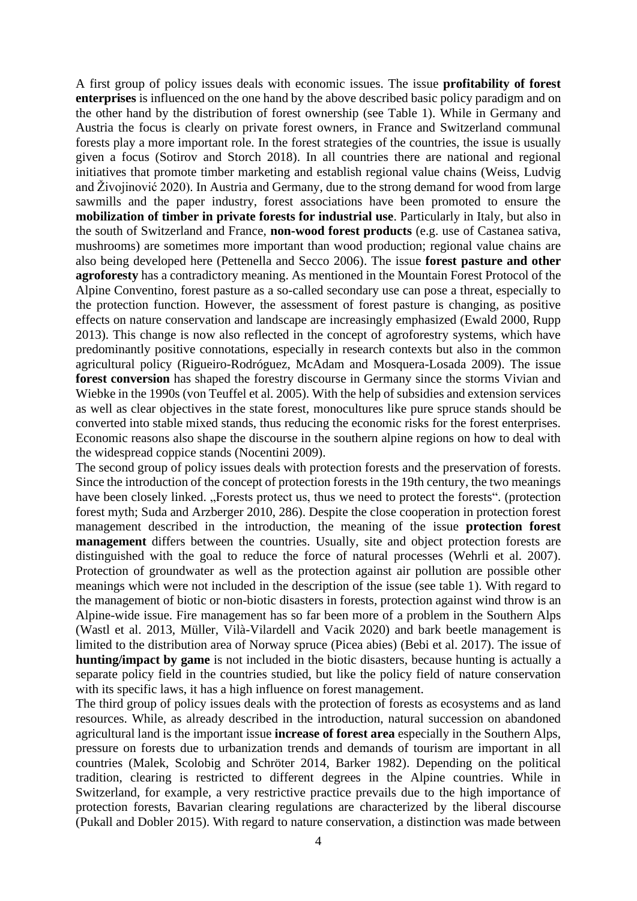A first group of policy issues deals with economic issues. The issue **profitability of forest enterprises** is influenced on the one hand by the above described basic policy paradigm and on the other hand by the distribution of forest ownership (see Table 1). While in Germany and Austria the focus is clearly on private forest owners, in France and Switzerland communal forests play a more important role. In the forest strategies of the countries, the issue is usually given a focus (Sotirov and Storch 2018). In all countries there are national and regional initiatives that promote timber marketing and establish regional value chains (Weiss, Ludvig and Živojinović 2020). In Austria and Germany, due to the strong demand for wood from large sawmills and the paper industry, forest associations have been promoted to ensure the **mobilization of timber in private forests for industrial use**. Particularly in Italy, but also in the south of Switzerland and France, **non-wood forest products** (e.g. use of Castanea sativa, mushrooms) are sometimes more important than wood production; regional value chains are also being developed here (Pettenella and Secco 2006). The issue **forest pasture and other agroforesty** has a contradictory meaning. As mentioned in the Mountain Forest Protocol of the Alpine Conventino, forest pasture as a so-called secondary use can pose a threat, especially to the protection function. However, the assessment of forest pasture is changing, as positive effects on nature conservation and landscape are increasingly emphasized (Ewald 2000, Rupp 2013). This change is now also reflected in the concept of agroforestry systems, which have predominantly positive connotations, especially in research contexts but also in the common agricultural policy (Rigueiro-Rodróguez, McAdam and Mosquera-Losada 2009). The issue **forest conversion** has shaped the forestry discourse in Germany since the storms Vivian and Wiebke in the 1990s (von Teuffel et al. 2005). With the help of subsidies and extension services as well as clear objectives in the state forest, monocultures like pure spruce stands should be converted into stable mixed stands, thus reducing the economic risks for the forest enterprises. Economic reasons also shape the discourse in the southern alpine regions on how to deal with the widespread coppice stands (Nocentini 2009).

The second group of policy issues deals with protection forests and the preservation of forests. Since the introduction of the concept of protection forests in the 19th century, the two meanings have been closely linked. „Forests protect us, thus we need to protect the forests“. (protection forest myth; Suda and Arzberger 2010, 286). Despite the close cooperation in protection forest management described in the introduction, the meaning of the issue **protection forest management** differs between the countries. Usually, site and object protection forests are distinguished with the goal to reduce the force of natural processes (Wehrli et al. 2007). Protection of groundwater as well as the protection against air pollution are possible other meanings which were not included in the description of the issue (see table 1). With regard to the management of biotic or non-biotic disasters in forests, protection against wind throw is an Alpine-wide issue. Fire management has so far been more of a problem in the Southern Alps (Wastl et al. 2013, Müller, Vilà-Vilardell and Vacik 2020) and bark beetle management is limited to the distribution area of Norway spruce (Picea abies) (Bebi et al. 2017). The issue of **hunting/impact by game** is not included in the biotic disasters, because hunting is actually a separate policy field in the countries studied, but like the policy field of nature conservation with its specific laws, it has a high influence on forest management.

The third group of policy issues deals with the protection of forests as ecosystems and as land resources. While, as already described in the introduction, natural succession on abandoned agricultural land is the important issue **increase of forest area** especially in the Southern Alps, pressure on forests due to urbanization trends and demands of tourism are important in all countries (Malek, Scolobig and Schröter 2014, Barker 1982). Depending on the political tradition, clearing is restricted to different degrees in the Alpine countries. While in Switzerland, for example, a very restrictive practice prevails due to the high importance of protection forests, Bavarian clearing regulations are characterized by the liberal discourse (Pukall and Dobler 2015). With regard to nature conservation, a distinction was made between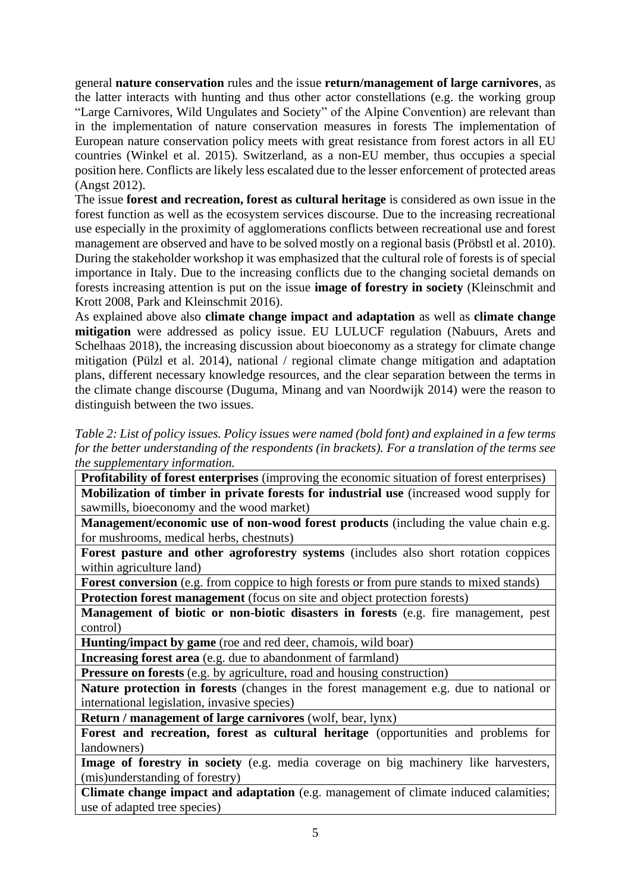general **nature conservation** rules and the issue **return/management of large carnivores**, as the latter interacts with hunting and thus other actor constellations (e.g. the working group "Large Carnivores, Wild Ungulates and Society" of the Alpine Convention) are relevant than in the implementation of nature conservation measures in forests The implementation of European nature conservation policy meets with great resistance from forest actors in all EU countries (Winkel et al. 2015). Switzerland, as a non-EU member, thus occupies a special position here. Conflicts are likely less escalated due to the lesser enforcement of protected areas (Angst 2012).

The issue **forest and recreation, forest as cultural heritage** is considered as own issue in the forest function as well as the ecosystem services discourse. Due to the increasing recreational use especially in the proximity of agglomerations conflicts between recreational use and forest management are observed and have to be solved mostly on a regional basis (Pröbstl et al. 2010). During the stakeholder workshop it was emphasized that the cultural role of forests is of special importance in Italy. Due to the increasing conflicts due to the changing societal demands on forests increasing attention is put on the issue **image of forestry in society** (Kleinschmit and Krott 2008, Park and Kleinschmit 2016).

As explained above also **climate change impact and adaptation** as well as **climate change mitigation** were addressed as policy issue. EU LULUCF regulation (Nabuurs, Arets and Schelhaas 2018), the increasing discussion about bioeconomy as a strategy for climate change mitigation (Pülzl et al. 2014), national / regional climate change mitigation and adaptation plans, different necessary knowledge resources, and the clear separation between the terms in the climate change discourse (Duguma, Minang and van Noordwijk 2014) were the reason to distinguish between the two issues.

*Table 2: List of policy issues. Policy issues were named (bold font) and explained in a few terms for the better understanding of the respondents (in brackets). For a translation of the terms see the supplementary information.*

| Policy issue |
|---|
| **Profitability of forest enterprises** (improving the economic situation of forest enterprises) |
| **Mobilization of timber in private forests for industrial use** (increased wood supply for sawmills, bioeconomy and the wood market) |
| **Management/economic use of non-wood forest products** (including the value chain e.g. for mushrooms, medical herbs, chestnuts) |
| **Forest pasture and other agroforestry systems** (includes also short rotation coppices within agriculture land) |
| **Forest conversion** (e.g. from coppice to high forests or from pure stands to mixed stands) |
| **Protection forest management** (focus on site and object protection forests) |
| **Management of biotic or non-biotic disasters in forests** (e.g. fire management, pest control) |
| **Hunting/impact by game** (roe and red deer, chamois, wild boar) |
| **Increasing forest area** (e.g. due to abandonment of farmland) |
| **Pressure on forests** (e.g. by agriculture, road and housing construction) |
| **Nature protection in forests** (changes in the forest management e.g. due to national or international legislation, invasive species) |
| **Return / management of large carnivores** (wolf, bear, lynx) |
| **Forest and recreation, forest as cultural heritage** (opportunities and problems for landowners) |
| **Image of forestry in society** (e.g. media coverage on big machinery like harvesters, (mis)understanding of forestry) |
| **Climate change impact and adaptation** (e.g. management of climate induced calamities; use of adapted tree species) |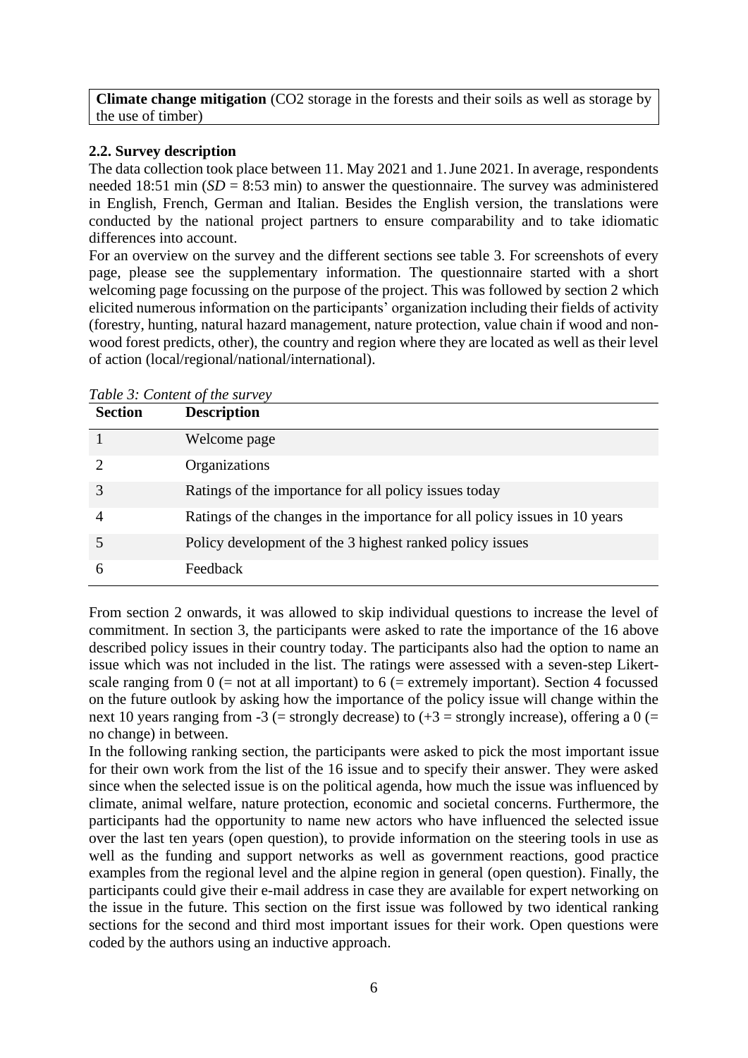| **Climate change mitigation** (CO2 storage in the forests and their soils as well as storage by the use of timber) |
|---|

### 2.2. Survey description

The data collection took place between 11. May 2021 and 1. June 2021. In average, respondents needed 18:51 min (*SD* = 8:53 min) to answer the questionnaire. The survey was administered in English, French, German and Italian. Besides the English version, the translations were conducted by the national project partners to ensure comparability and to take idiomatic differences into account.

For an overview on the survey and the different sections see table 3. For screenshots of every page, please see the supplementary information. The questionnaire started with a short welcoming page focussing on the purpose of the project. This was followed by section 2 which elicited numerous information on the participants' organization including their fields of activity (forestry, hunting, natural hazard management, nature protection, value chain if wood and non-wood forest predicts, other), the country and region where they are located as well as their level of action (local/regional/national/international).

*Table 3: Content of the survey*

| Section | Description |
|---|---|
| 1 | Welcome page |
| 2 | Organizations |
| 3 | Ratings of the importance for all policy issues today |
| 4 | Ratings of the changes in the importance for all policy issues in 10 years |
| 5 | Policy development of the 3 highest ranked policy issues |
| 6 | Feedback |

From section 2 onwards, it was allowed to skip individual questions to increase the level of commitment. In section 3, the participants were asked to rate the importance of the 16 above described policy issues in their country today. The participants also had the option to name an issue which was not included in the list. The ratings were assessed with a seven-step Likert-scale ranging from 0 (= not at all important) to 6 (= extremely important). Section 4 focussed on the future outlook by asking how the importance of the policy issue will change within the next 10 years ranging from -3 (= strongly decrease) to (+3 = strongly increase), offering a 0 (= no change) in between.

In the following ranking section, the participants were asked to pick the most important issue for their own work from the list of the 16 issue and to specify their answer. They were asked since when the selected issue is on the political agenda, how much the issue was influenced by climate, animal welfare, nature protection, economic and societal concerns. Furthermore, the participants had the opportunity to name new actors who have influenced the selected issue over the last ten years (open question), to provide information on the steering tools in use as well as the funding and support networks as well as government reactions, good practice examples from the regional level and the alpine region in general (open question). Finally, the participants could give their e-mail address in case they are available for expert networking on the issue in the future. This section on the first issue was followed by two identical ranking sections for the second and third most important issues for their work. Open questions were coded by the authors using an inductive approach.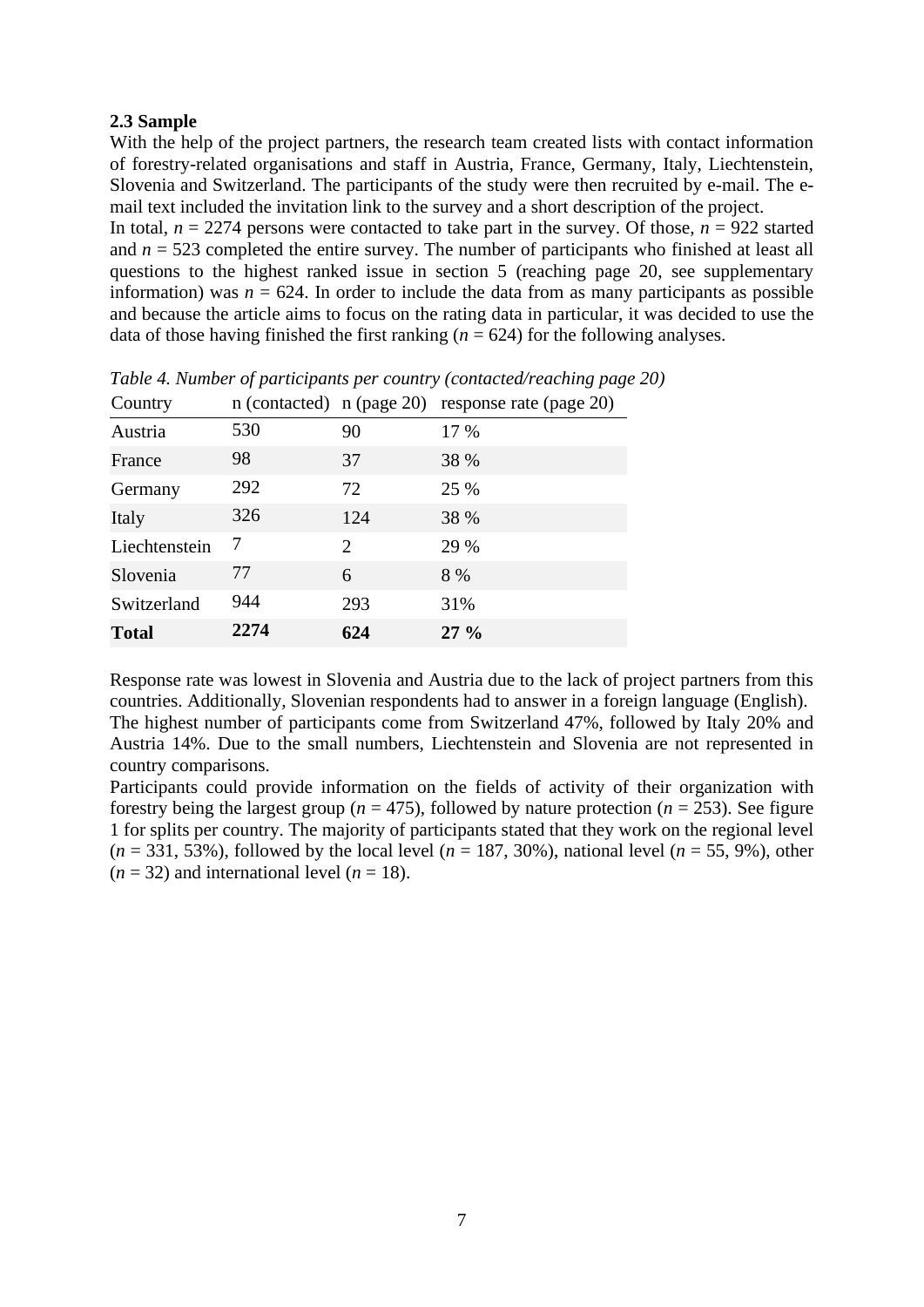### 2.3 Sample

With the help of the project partners, the research team created lists with contact information of forestry-related organisations and staff in Austria, France, Germany, Italy, Liechtenstein, Slovenia and Switzerland. The participants of the study were then recruited by e-mail. The e-mail text included the invitation link to the survey and a short description of the project.

In total, $n$ = 2274 persons were contacted to take part in the survey. Of those, $n$ = 922 started and $n$ = 523 completed the entire survey. The number of participants who finished at least all questions to the highest ranked issue in section 5 (reaching page 20, see supplementary information) was $n$ = 624. In order to include the data from as many participants as possible and because the article aims to focus on the rating data in particular, it was decided to use the data of those having finished the first ranking ($n$ = 624) for the following analyses.

*Table 4. Number of participants per country (contacted/reaching page 20)*

| Country | n (contacted) | n (page 20) | response rate (page 20) |
|---|---|---|---|
| Austria | 530 | 90 | 17 % |
| France | 98 | 37 | 38 % |
| Germany | 292 | 72 | 25 % |
| Italy | 326 | 124 | 38 % |
| Liechtenstein | 7 | 2 | 29 % |
| Slovenia | 77 | 6 | 8 % |
| Switzerland | 944 | 293 | 31% |
| **Total** | **2274** | **624** | **27 %** |

Response rate was lowest in Slovenia and Austria due to the lack of project partners from this countries. Additionally, Slovenian respondents had to answer in a foreign language (English).

The highest number of participants come from Switzerland 47%, followed by Italy 20% and Austria 14%. Due to the small numbers, Liechtenstein and Slovenia are not represented in country comparisons.

Participants could provide information on the fields of activity of their organization with forestry being the largest group ($n$ = 475), followed by nature protection ($n$ = 253). See figure 1 for splits per country. The majority of participants stated that they work on the regional level ($n$ = 331, 53%), followed by the local level ($n$ = 187, 30%), national level ($n$ = 55, 9%), other ($n$ = 32) and international level ($n$ = 18).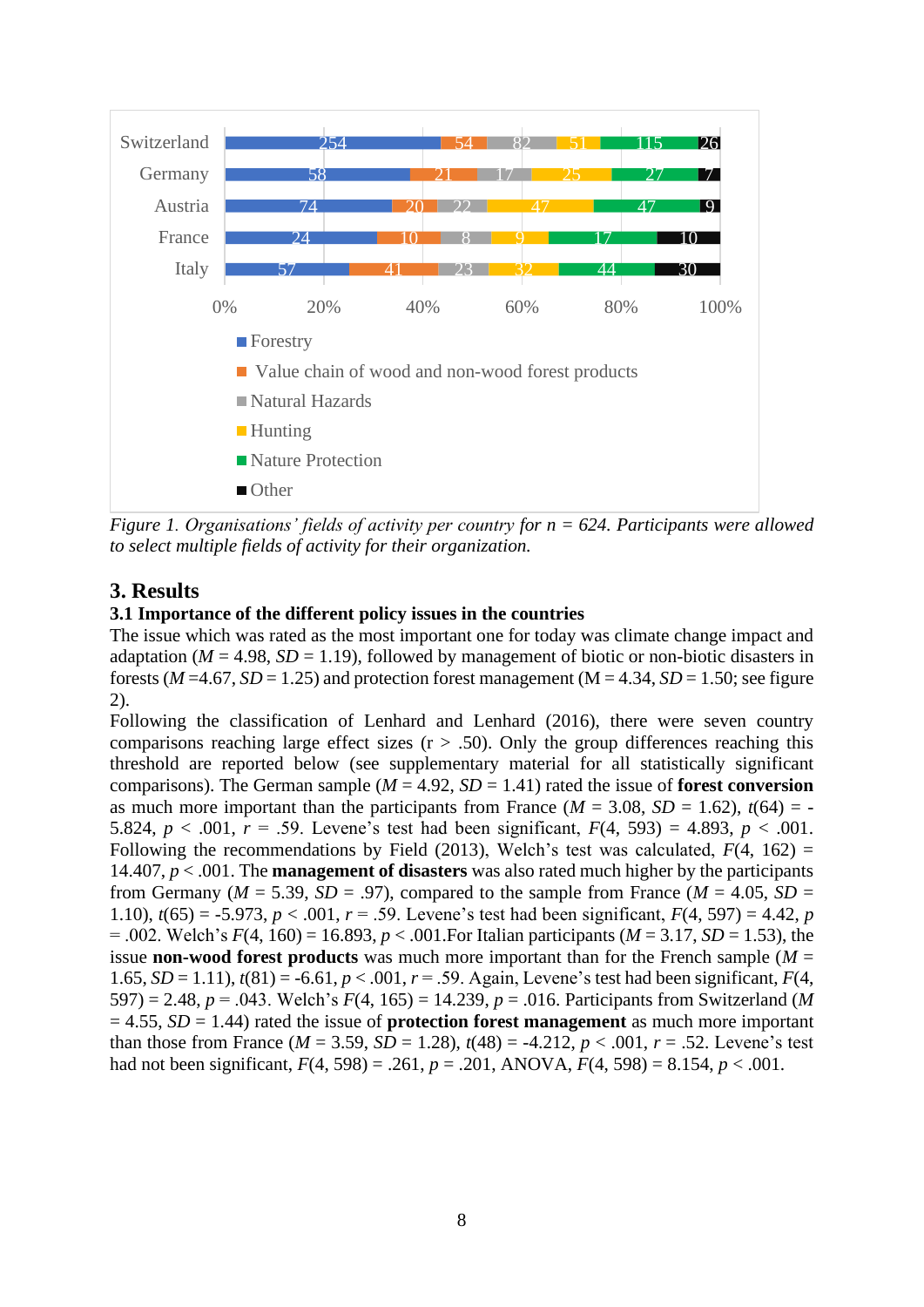| | Forestry | Value chain of wood and non-wood forest products | Natural Hazards | Hunting | Nature Protection | Other |
|---|---|---|---|---|---|---|
| Switzerland | 254 | 54 | 82 | 51 | 115 | 26 |
| Germany | 58 | 21 | 17 | 25 | 27 | 7 |
| Austria | 74 | 20 | 22 | 47 | 47 | 9 |
| France | 24 | 10 | 8 | 9 | 17 | 10 |
| Italy | 57 | 41 | 23 | 32 | 44 | 30 |

*Figure 1. Organisations' fields of activity per country for n = 624. Participants were allowed to select multiple fields of activity for their organization.*

## 3. Results

### 3.1 Importance of the different policy issues in the countries

The issue which was rated as the most important one for today was climate change impact and adaptation ($M$ = 4.98, $SD$ = 1.19), followed by management of biotic or non-biotic disasters in forests ($M$ =4.67, $SD$ = 1.25) and protection forest management (M = 4.34, $SD$ = 1.50; see figure 2).

Following the classification of Lenhard and Lenhard (2016), there were seven country comparisons reaching large effect sizes (r > .50). Only the group differences reaching this threshold are reported below (see supplementary material for all statistically significant comparisons). The German sample ($M$ = 4.92, $SD$ = 1.41) rated the issue of **forest conversion** as much more important than the participants from France ($M$ = 3.08, $SD$ = 1.62), $t(64) = -5.824$, $p < .001$, $r = .59$. Levene's test had been significant, $F(4, 593) = 4.893$, $p < .001$. Following the recommendations by Field (2013), Welch's test was calculated, $F(4, 162) = 14.407$, $p < .001$. The **management of disasters** was also rated much higher by the participants from Germany ($M$ = 5.39, $SD$ = .97), compared to the sample from France ($M$ = 4.05, $SD$ = 1.10), $t(65) = -5.973$, $p < .001$, $r = .59$. Levene's test had been significant, $F(4, 597) = 4.42$, $p = .002$. Welch's $F(4, 160) = 16.893$, $p < .001$.For Italian participants ($M$ = 3.17, $SD$ = 1.53), the issue **non-wood forest products** was much more important than for the French sample ($M$ = 1.65, $SD$ = 1.11), $t(81) = -6.61$, $p < .001$, $r = .59$. Again, Levene's test had been significant, $F(4, 597) = 2.48$, $p = .043$. Welch's $F(4, 165) = 14.239$, $p = .016$. Participants from Switzerland ($M$ = 4.55, $SD$ = 1.44) rated the issue of **protection forest management** as much more important than those from France ($M$ = 3.59, $SD$ = 1.28), $t(48) = -4.212$, $p < .001$, $r = .52$. Levene's test had not been significant, $F(4, 598) = .261$, $p = .201$, ANOVA, $F(4, 598) = 8.154$, $p < .001$.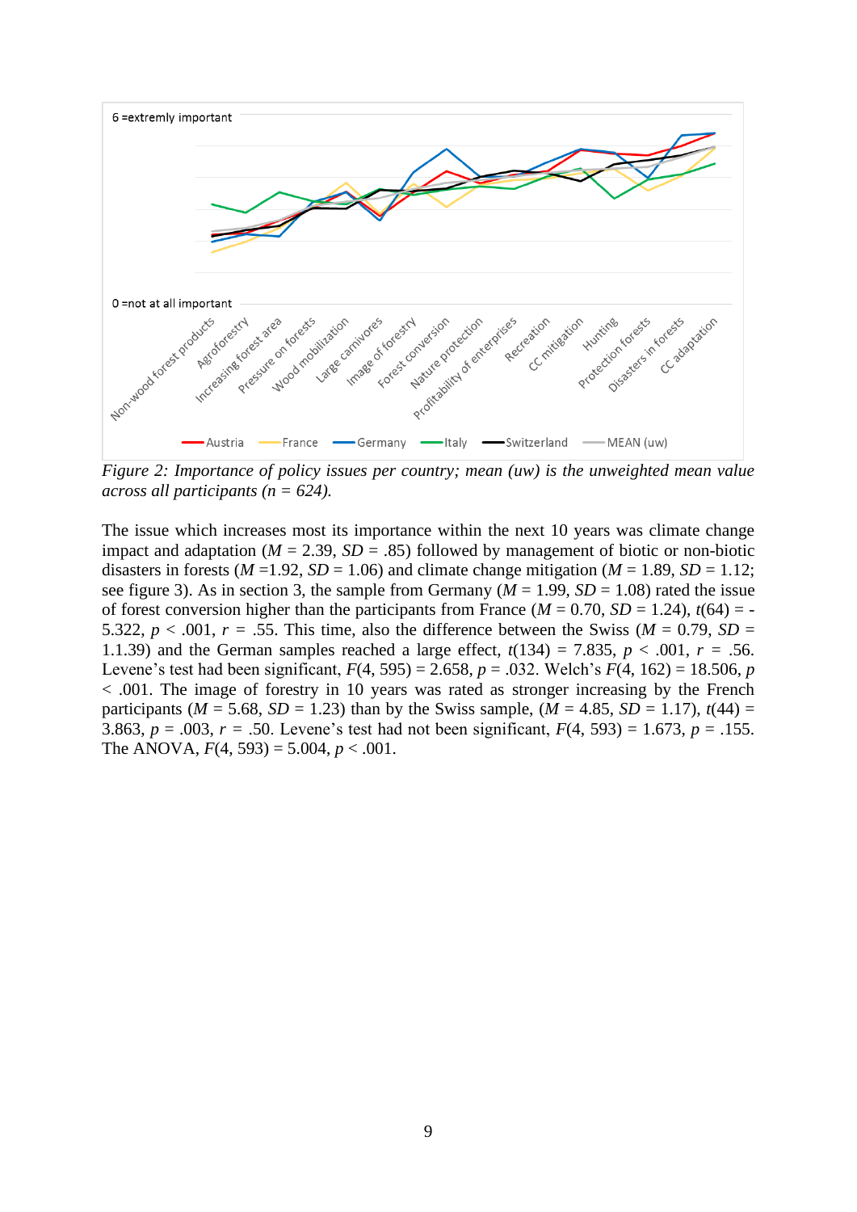*Figure 2: Importance of policy issues per country; mean (uw) is the unweighted mean value across all participants (n = 624).*

The issue which increases most its importance within the next 10 years was climate change impact and adaptation ($M$ = 2.39, $SD$ = .85) followed by management of biotic or non-biotic disasters in forests ($M$ =1.92, $SD$ = 1.06) and climate change mitigation ($M$ = 1.89, $SD$ = 1.12; see figure 3). As in section 3, the sample from Germany ($M$ = 1.99, $SD$ = 1.08) rated the issue of forest conversion higher than the participants from France ($M$ = 0.70, $SD$ = 1.24), $t(64)$ = -5.322, $p$ < .001, $r$ = .55. This time, also the difference between the Swiss ($M$ = 0.79, $SD$ = 1.1.39) and the German samples reached a large effect, $t(134)$ = 7.835, $p$ < .001, $r$ = .56. Levene's test had been significant, $F(4, 595)$ = 2.658, $p$ = .032. Welch's $F(4, 162)$ = 18.506, $p$ < .001. The image of forestry in 10 years was rated as stronger increasing by the French participants ($M$ = 5.68, $SD$ = 1.23) than by the Swiss sample, ($M$ = 4.85, $SD$ = 1.17), $t(44)$ = 3.863, $p$ = .003, $r$ = .50. Levene's test had not been significant, $F(4, 593)$ = 1.673, $p$ = .155. The ANOVA, $F(4, 593)$ = 5.004, $p$ < .001.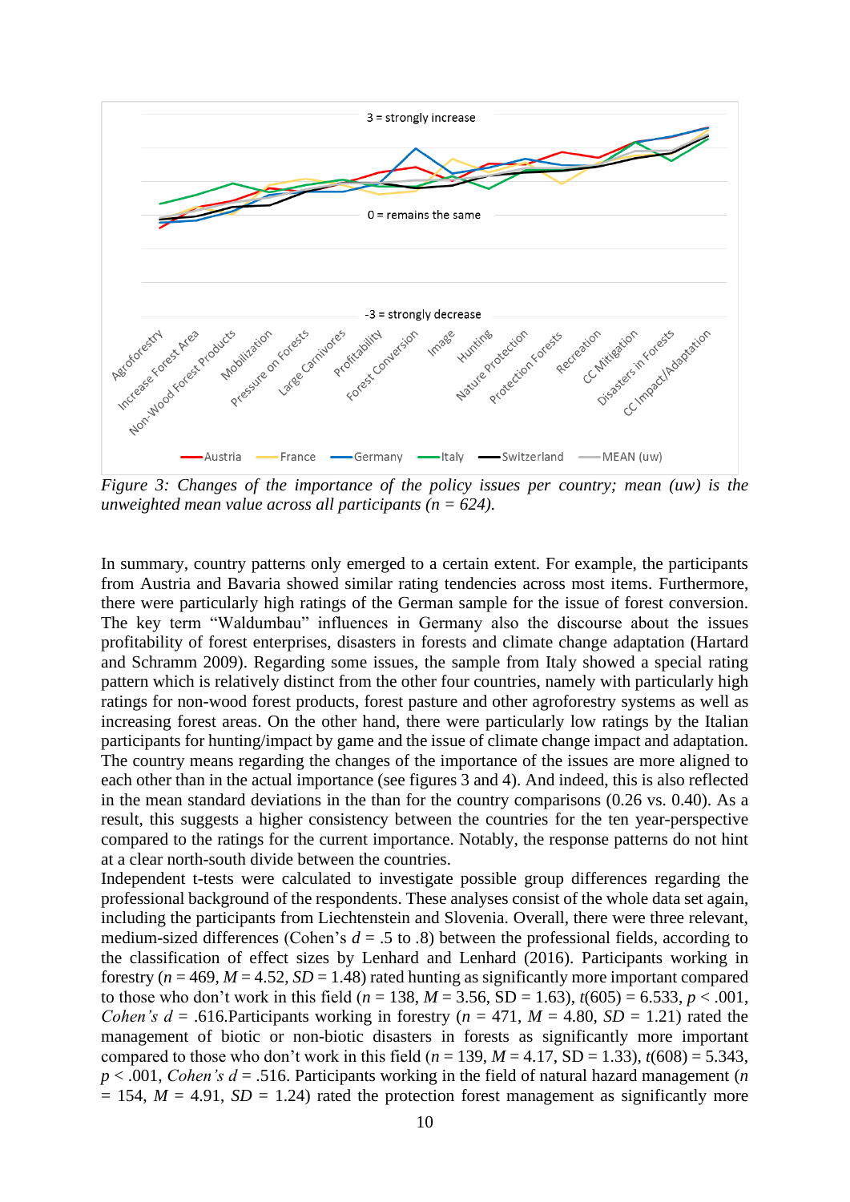*Figure 3: Changes of the importance of the policy issues per country; mean (uw) is the unweighted mean value across all participants (n = 624).*

In summary, country patterns only emerged to a certain extent. For example, the participants from Austria and Bavaria showed similar rating tendencies across most items. Furthermore, there were particularly high ratings of the German sample for the issue of forest conversion. The key term "Waldumbau" influences in Germany also the discourse about the issues profitability of forest enterprises, disasters in forests and climate change adaptation (Hartard and Schramm 2009). Regarding some issues, the sample from Italy showed a special rating pattern which is relatively distinct from the other four countries, namely with particularly high ratings for non-wood forest products, forest pasture and other agroforestry systems as well as increasing forest areas. On the other hand, there were particularly low ratings by the Italian participants for hunting/impact by game and the issue of climate change impact and adaptation. The country means regarding the changes of the importance of the issues are more aligned to each other than in the actual importance (see figures 3 and 4). And indeed, this is also reflected in the mean standard deviations in the than for the country comparisons (0.26 vs. 0.40). As a result, this suggests a higher consistency between the countries for the ten year-perspective compared to the ratings for the current importance. Notably, the response patterns do not hint at a clear north-south divide between the countries.

Independent t-tests were calculated to investigate possible group differences regarding the professional background of the respondents. These analyses consist of the whole data set again, including the participants from Liechtenstein and Slovenia. Overall, there were three relevant, medium-sized differences (Cohen's $d$ = .5 to .8) between the professional fields, according to the classification of effect sizes by Lenhard and Lenhard (2016). Participants working in forestry ($n$ = 469, $M$ = 4.52, $SD$ = 1.48) rated hunting as significantly more important compared to those who don't work in this field ($n$ = 138, $M$ = 3.56, SD = 1.63), $t(605)$ = 6.533, $p$ < .001, *Cohen's d* = .616.Participants working in forestry ($n$ = 471, $M$ = 4.80, $SD$ = 1.21) rated the management of biotic or non-biotic disasters in forests as significantly more important compared to those who don't work in this field ($n$ = 139, $M$ = 4.17, SD = 1.33), $t(608)$ = 5.343, $p$ < .001, *Cohen's d* = .516. Participants working in the field of natural hazard management ($n$ = 154, $M$ = 4.91, $SD$ = 1.24) rated the protection forest management as significantly more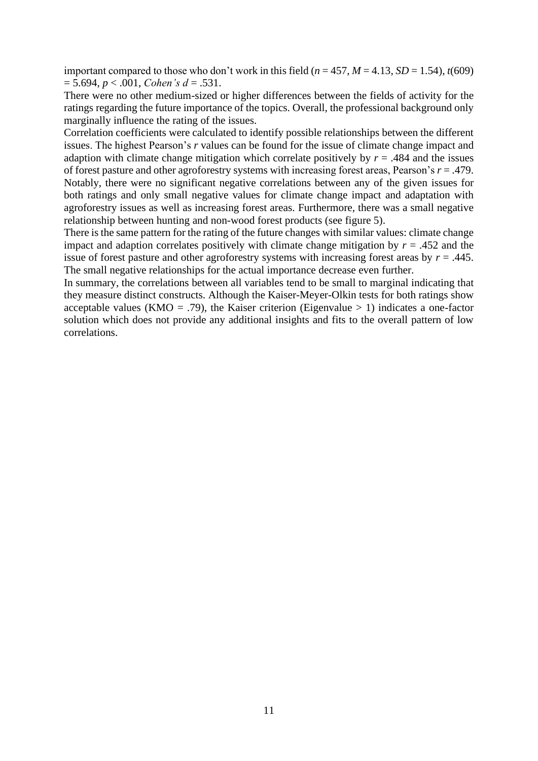important compared to those who don't work in this field ($n = 457$, $M = 4.13$, $SD = 1.54$), $t(609) = 5.694$, $p < .001$, *Cohen's* $d = .531$.

There were no other medium-sized or higher differences between the fields of activity for the ratings regarding the future importance of the topics. Overall, the professional background only marginally influence the rating of the issues.

Correlation coefficients were calculated to identify possible relationships between the different issues. The highest Pearson's $r$ values can be found for the issue of climate change impact and adaption with climate change mitigation which correlate positively by $r = .484$ and the issues of forest pasture and other agroforestry systems with increasing forest areas, Pearson's $r = .479$. Notably, there were no significant negative correlations between any of the given issues for both ratings and only small negative values for climate change impact and adaptation with agroforestry issues as well as increasing forest areas. Furthermore, there was a small negative relationship between hunting and non-wood forest products (see figure 5).

There is the same pattern for the rating of the future changes with similar values: climate change impact and adaption correlates positively with climate change mitigation by $r = .452$ and the issue of forest pasture and other agroforestry systems with increasing forest areas by $r = .445$. The small negative relationships for the actual importance decrease even further.

In summary, the correlations between all variables tend to be small to marginal indicating that they measure distinct constructs. Although the Kaiser-Meyer-Olkin tests for both ratings show acceptable values (KMO = .79), the Kaiser criterion (Eigenvalue > 1) indicates a one-factor solution which does not provide any additional insights and fits to the overall pattern of low correlations.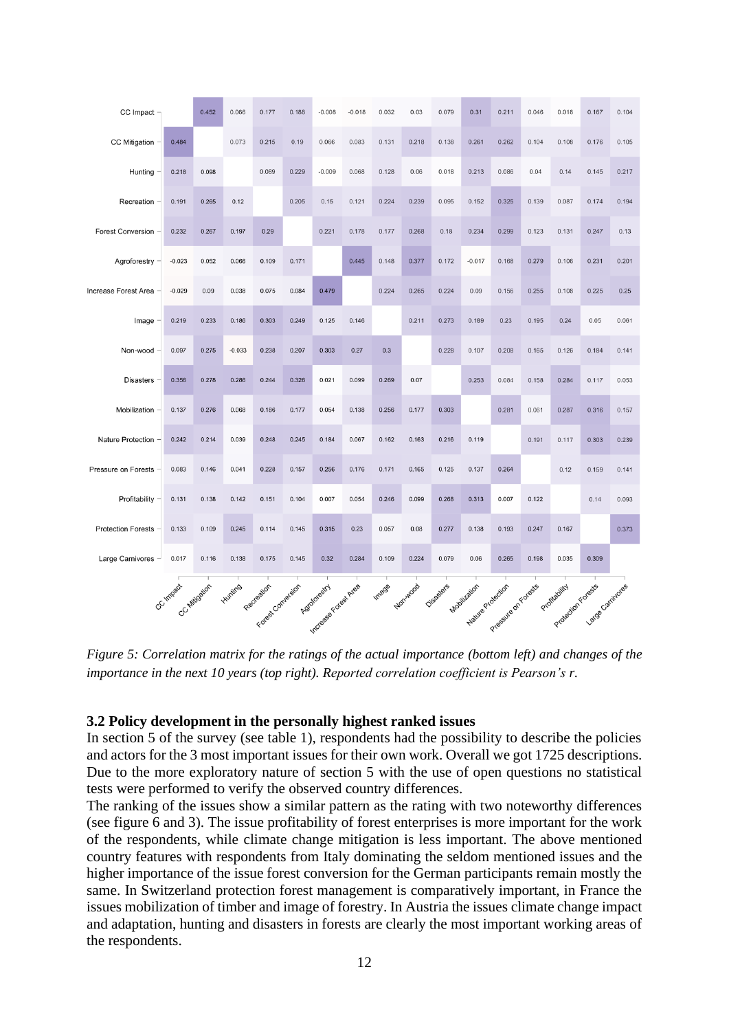| | CC Impact | CC Mitigation | Hunting | Recreation | Forest Conversion | Agroforestry | Increase Forest Area | Image | Non-wood | Disasters | Mobilization | Nature Protection | Pressure on Forests | Profitability | Protection Forests | Large Carnivores |
|---|---|---|---|---|---|---|---|---|---|---|---|---|---|---|---|---|
| CC Impact | | 0.452 | 0.066 | 0.177 | 0.188 | -0.008 | -0.018 | 0.032 | 0.03 | 0.079 | 0.31 | 0.211 | 0.046 | 0.018 | 0.167 | 0.104 |
| CC Mitigation | 0.484 | | 0.073 | 0.215 | 0.19 | 0.066 | 0.083 | 0.131 | 0.218 | 0.138 | 0.261 | 0.262 | 0.104 | 0.108 | 0.176 | 0.105 |
| Hunting | 0.218 | 0.098 | | 0.089 | 0.229 | -0.009 | 0.068 | 0.128 | 0.06 | 0.018 | 0.213 | 0.086 | 0.04 | 0.14 | 0.145 | 0.217 |
| Recreation | 0.191 | 0.265 | 0.12 | | 0.205 | 0.15 | 0.121 | 0.224 | 0.239 | 0.095 | 0.152 | 0.325 | 0.139 | 0.087 | 0.174 | 0.194 |
| Forest Conversion | 0.232 | 0.267 | 0.197 | 0.29 | | 0.221 | 0.178 | 0.177 | 0.268 | 0.18 | 0.234 | 0.299 | 0.123 | 0.131 | 0.247 | 0.13 |
| Agroforestry | -0.023 | 0.052 | 0.066 | 0.109 | 0.171 | | 0.445 | 0.148 | 0.377 | 0.172 | -0.017 | 0.168 | 0.279 | 0.106 | 0.231 | 0.201 |
| Increase Forest Area | -0.029 | 0.09 | 0.038 | 0.075 | 0.084 | 0.479 | | 0.224 | 0.265 | 0.224 | 0.09 | 0.156 | 0.255 | 0.108 | 0.225 | 0.25 |
| Image | 0.219 | 0.233 | 0.186 | 0.303 | 0.249 | 0.125 | 0.146 | | 0.211 | 0.273 | 0.189 | 0.23 | 0.195 | 0.24 | 0.05 | 0.061 |
| Non-wood | 0.097 | 0.275 | -0.033 | 0.238 | 0.207 | 0.303 | 0.27 | 0.3 | | 0.228 | 0.107 | 0.208 | 0.165 | 0.126 | 0.184 | 0.141 |
| Disasters | 0.356 | 0.278 | 0.286 | 0.244 | 0.326 | 0.021 | 0.099 | 0.269 | 0.07 | | 0.253 | 0.084 | 0.158 | 0.284 | 0.117 | 0.053 |
| Mobilization | 0.137 | 0.276 | 0.068 | 0.186 | 0.177 | 0.054 | 0.138 | 0.256 | 0.177 | 0.303 | | 0.281 | 0.061 | 0.287 | 0.316 | 0.157 |
| Nature Protection | 0.242 | 0.214 | 0.039 | 0.248 | 0.245 | 0.184 | 0.067 | 0.162 | 0.163 | 0.216 | 0.119 | | 0.191 | 0.117 | 0.303 | 0.239 |
| Pressure on Forests | 0.083 | 0.146 | 0.041 | 0.228 | 0.157 | 0.256 | 0.176 | 0.171 | 0.165 | 0.125 | 0.137 | 0.264 | | 0.12 | 0.159 | 0.141 |
| Profitability | 0.131 | 0.138 | 0.142 | 0.151 | 0.104 | 0.007 | 0.054 | 0.246 | 0.099 | 0.268 | 0.313 | 0.007 | 0.122 | | 0.14 | 0.093 |
| Protection Forests | 0.133 | 0.109 | 0.245 | 0.114 | 0.145 | 0.315 | 0.23 | 0.057 | 0.08 | 0.277 | 0.138 | 0.193 | 0.247 | 0.167 | | 0.373 |
| Large Carnivores | 0.017 | 0.116 | 0.138 | 0.175 | 0.145 | 0.32 | 0.284 | 0.109 | 0.224 | 0.079 | 0.06 | 0.265 | 0.198 | 0.035 | 0.309 | |

*Figure 5: Correlation matrix for the ratings of the actual importance (bottom left) and changes of the importance in the next 10 years (top right). Reported correlation coefficient is Pearson's r.*

### 3.2 Policy development in the personally highest ranked issues

In section 5 of the survey (see table 1), respondents had the possibility to describe the policies and actors for the 3 most important issues for their own work. Overall we got 1725 descriptions. Due to the more exploratory nature of section 5 with the use of open questions no statistical tests were performed to verify the observed country differences.

The ranking of the issues show a similar pattern as the rating with two noteworthy differences (see figure 6 and 3). The issue profitability of forest enterprises is more important for the work of the respondents, while climate change mitigation is less important. The above mentioned country features with respondents from Italy dominating the seldom mentioned issues and the higher importance of the issue forest conversion for the German participants remain mostly the same. In Switzerland protection forest management is comparatively important, in France the issues mobilization of timber and image of forestry. In Austria the issues climate change impact and adaptation, hunting and disasters in forests are clearly the most important working areas of the respondents.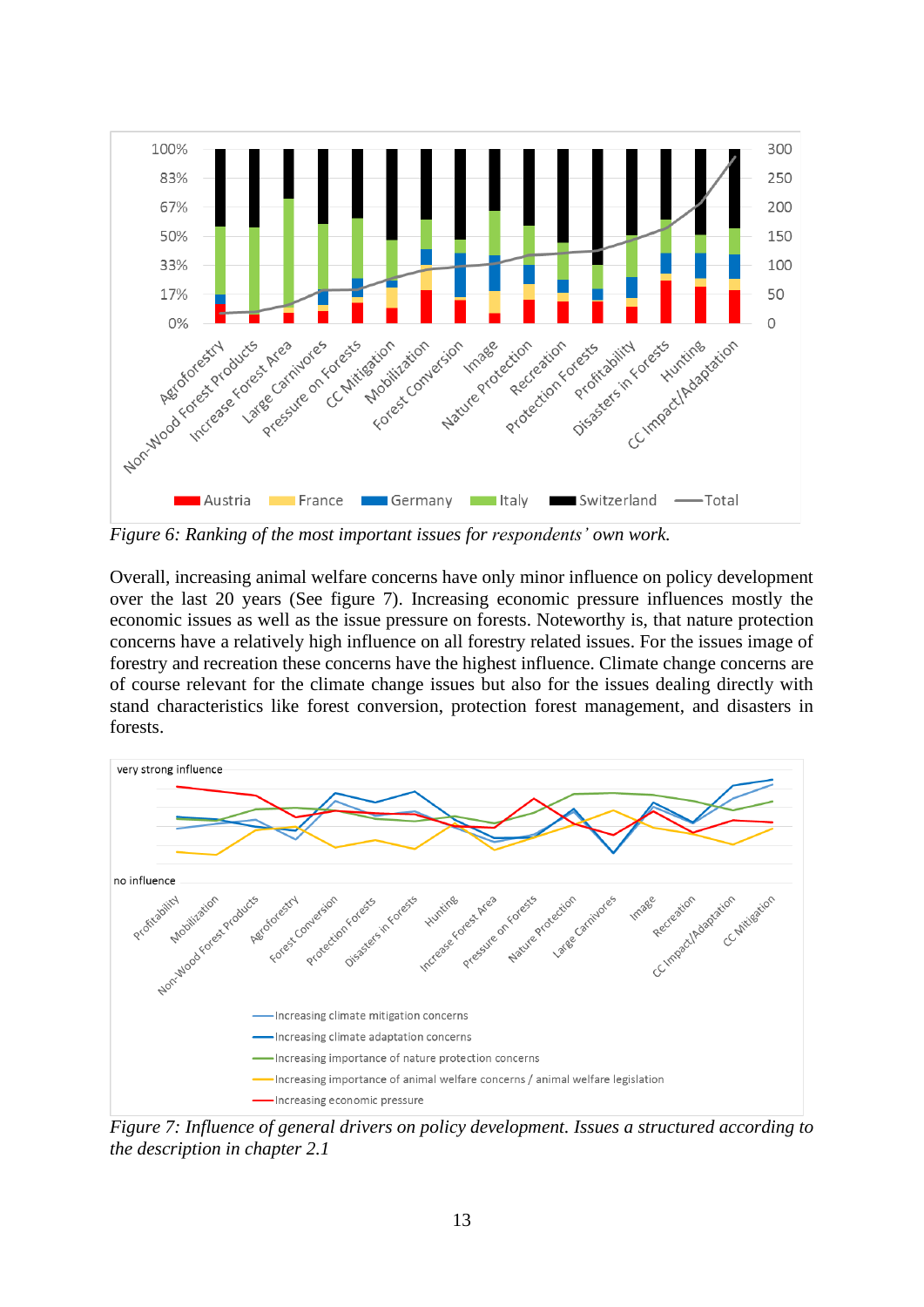*Figure 6: Ranking of the most important issues for respondents' own work.*

Overall, increasing animal welfare concerns have only minor influence on policy development over the last 20 years (See figure 7). Increasing economic pressure influences mostly the economic issues as well as the issue pressure on forests. Noteworthy is, that nature protection concerns have a relatively high influence on all forestry related issues. For the issues image of forestry and recreation these concerns have the highest influence. Climate change concerns are of course relevant for the climate change issues but also for the issues dealing directly with stand characteristics like forest conversion, protection forest management, and disasters in forests.

*Figure 7: Influence of general drivers on policy development. Issues a structured according to the description in chapter 2.1*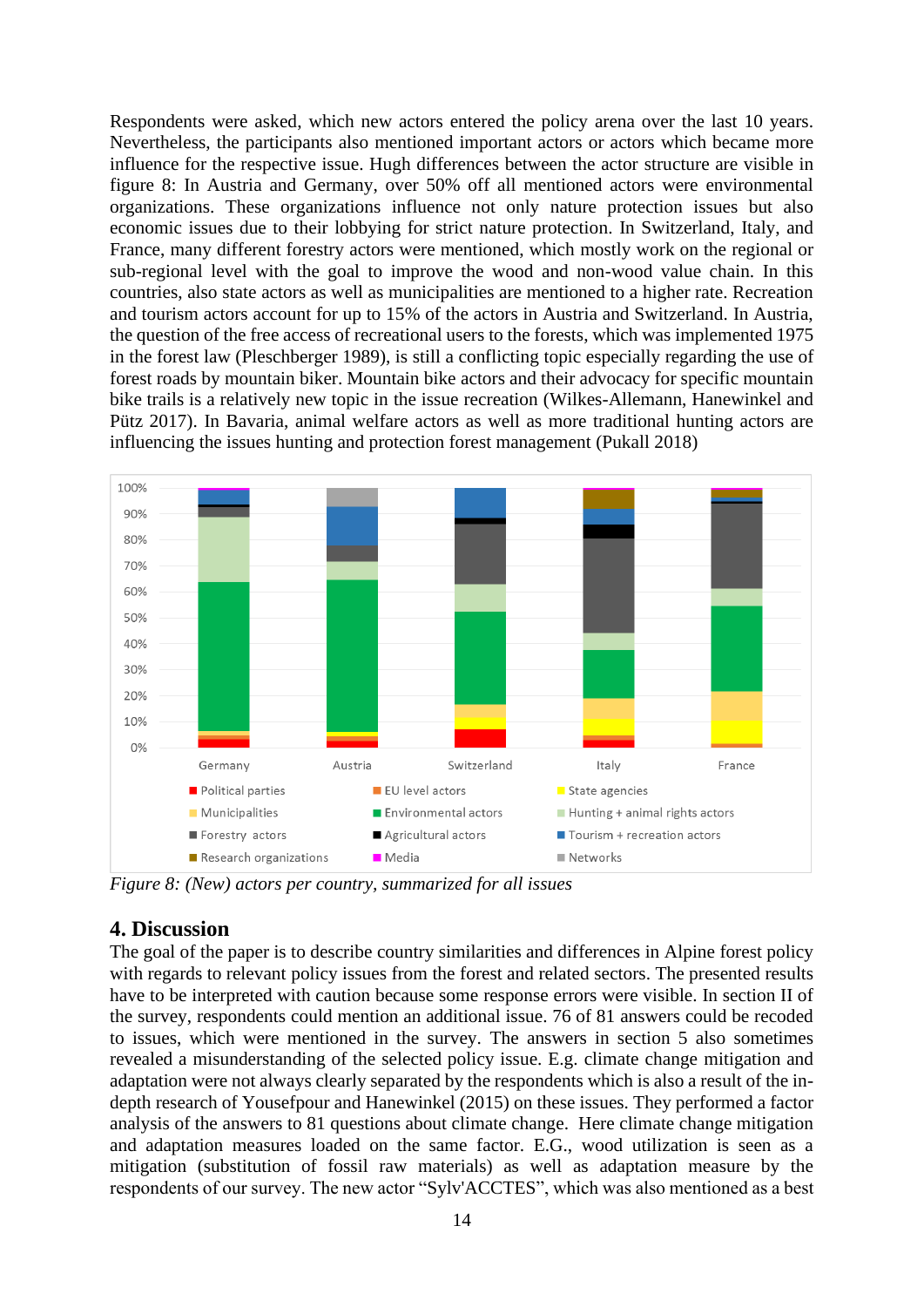Respondents were asked, which new actors entered the policy arena over the last 10 years. Nevertheless, the participants also mentioned important actors or actors which became more influence for the respective issue. Hugh differences between the actor structure are visible in figure 8: In Austria and Germany, over 50% off all mentioned actors were environmental organizations. These organizations influence not only nature protection issues but also economic issues due to their lobbying for strict nature protection. In Switzerland, Italy, and France, many different forestry actors were mentioned, which mostly work on the regional or sub-regional level with the goal to improve the wood and non-wood value chain. In this countries, also state actors as well as municipalities are mentioned to a higher rate. Recreation and tourism actors account for up to 15% of the actors in Austria and Switzerland. In Austria, the question of the free access of recreational users to the forests, which was implemented 1975 in the forest law (Pleschberger 1989), is still a conflicting topic especially regarding the use of forest roads by mountain biker. Mountain bike actors and their advocacy for specific mountain bike trails is a relatively new topic in the issue recreation (Wilkes-Allemann, Hanewinkel and Pütz 2017). In Bavaria, animal welfare actors as well as more traditional hunting actors are influencing the issues hunting and protection forest management (Pukall 2018)

*Figure 8: (New) actors per country, summarized for all issues*

## 4. Discussion

The goal of the paper is to describe country similarities and differences in Alpine forest policy with regards to relevant policy issues from the forest and related sectors. The presented results have to be interpreted with caution because some response errors were visible. In section II of the survey, respondents could mention an additional issue. 76 of 81 answers could be recoded to issues, which were mentioned in the survey. The answers in section 5 also sometimes revealed a misunderstanding of the selected policy issue. E.g. climate change mitigation and adaptation were not always clearly separated by the respondents which is also a result of the in-depth research of Yousefpour and Hanewinkel (2015) on these issues. They performed a factor analysis of the answers to 81 questions about climate change. Here climate change mitigation and adaptation measures loaded on the same factor. E.G., wood utilization is seen as a mitigation (substitution of fossil raw materials) as well as adaptation measure by the respondents of our survey. The new actor "Sylv'ACCTES", which was also mentioned as a best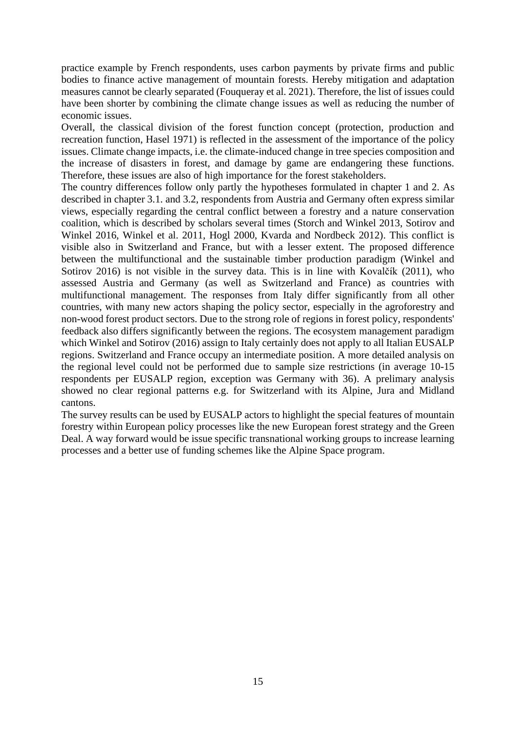practice example by French respondents, uses carbon payments by private firms and public bodies to finance active management of mountain forests. Hereby mitigation and adaptation measures cannot be clearly separated (Fouqueray et al. 2021). Therefore, the list of issues could have been shorter by combining the climate change issues as well as reducing the number of economic issues.

Overall, the classical division of the forest function concept (protection, production and recreation function, Hasel 1971) is reflected in the assessment of the importance of the policy issues. Climate change impacts, i.e. the climate-induced change in tree species composition and the increase of disasters in forest, and damage by game are endangering these functions. Therefore, these issues are also of high importance for the forest stakeholders.

The country differences follow only partly the hypotheses formulated in chapter 1 and 2. As described in chapter 3.1. and 3.2, respondents from Austria and Germany often express similar views, especially regarding the central conflict between a forestry and a nature conservation coalition, which is described by scholars several times (Storch and Winkel 2013, Sotirov and Winkel 2016, Winkel et al. 2011, Hogl 2000, Kvarda and Nordbeck 2012). This conflict is visible also in Switzerland and France, but with a lesser extent. The proposed difference between the multifunctional and the sustainable timber production paradigm (Winkel and Sotirov 2016) is not visible in the survey data. This is in line with Kovalčík (2011), who assessed Austria and Germany (as well as Switzerland and France) as countries with multifunctional management. The responses from Italy differ significantly from all other countries, with many new actors shaping the policy sector, especially in the agroforestry and non-wood forest product sectors. Due to the strong role of regions in forest policy, respondents' feedback also differs significantly between the regions. The ecosystem management paradigm which Winkel and Sotirov (2016) assign to Italy certainly does not apply to all Italian EUSALP regions. Switzerland and France occupy an intermediate position. A more detailed analysis on the regional level could not be performed due to sample size restrictions (in average 10-15 respondents per EUSALP region, exception was Germany with 36). A prelimary analysis showed no clear regional patterns e.g. for Switzerland with its Alpine, Jura and Midland cantons.

The survey results can be used by EUSALP actors to highlight the special features of mountain forestry within European policy processes like the new European forest strategy and the Green Deal. A way forward would be issue specific transnational working groups to increase learning processes and a better use of funding schemes like the Alpine Space program.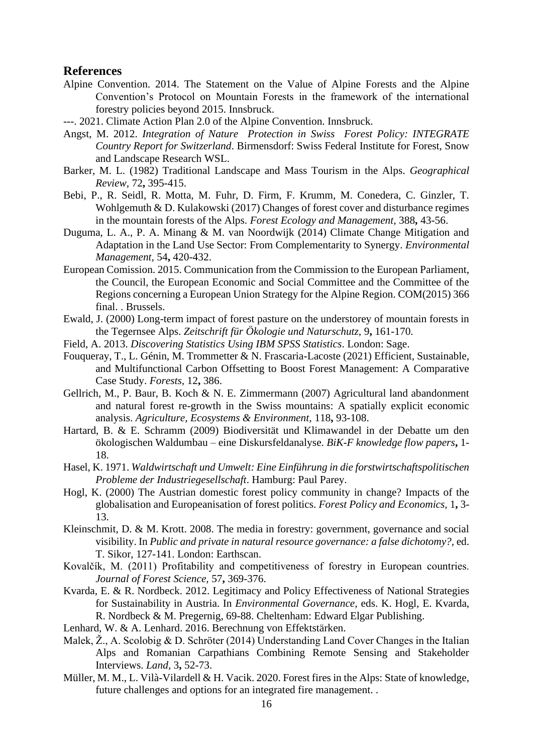## References

Alpine Convention. 2014. The Statement on the Value of Alpine Forests and the Alpine Convention's Protocol on Mountain Forests in the framework of the international forestry policies beyond 2015. Innsbruck.

---. 2021. Climate Action Plan 2.0 of the Alpine Convention. Innsbruck.

Angst, M. 2012. *Integration of Nature Protection in Swiss Forest Policy: INTEGRATE Country Report for Switzerland*. Birmensdorf: Swiss Federal Institute for Forest, Snow and Landscape Research WSL.

Barker, M. L. (1982) Traditional Landscape and Mass Tourism in the Alps. *Geographical Review,* 72**,** 395-415.

Bebi, P., R. Seidl, R. Motta, M. Fuhr, D. Firm, F. Krumm, M. Conedera, C. Ginzler, T. Wohlgemuth & D. Kulakowski (2017) Changes of forest cover and disturbance regimes in the mountain forests of the Alps. *Forest Ecology and Management,* 388**,** 43-56.

Duguma, L. A., P. A. Minang & M. van Noordwijk (2014) Climate Change Mitigation and Adaptation in the Land Use Sector: From Complementarity to Synergy. *Environmental Management,* 54**,** 420-432.

European Comission. 2015. Communication from the Commission to the European Parliament, the Council, the European Economic and Social Committee and the Committee of the Regions concerning a European Union Strategy for the Alpine Region. COM(2015) 366 final. . Brussels.

Ewald, J. (2000) Long-term impact of forest pasture on the understorey of mountain forests in the Tegernsee Alps. *Zeitschrift für Ökologie und Naturschutz,* 9**,** 161-170.

Field, A. 2013. *Discovering Statistics Using IBM SPSS Statistics*. London: Sage.

Fouqueray, T., L. Génin, M. Trommetter & N. Frascaria-Lacoste (2021) Efficient, Sustainable, and Multifunctional Carbon Offsetting to Boost Forest Management: A Comparative Case Study. *Forests,* 12**,** 386.

Gellrich, M., P. Baur, B. Koch & N. E. Zimmermann (2007) Agricultural land abandonment and natural forest re-growth in the Swiss mountains: A spatially explicit economic analysis. *Agriculture, Ecosystems & Environment,* 118**,** 93-108.

Hartard, B. & E. Schramm (2009) Biodiversität und Klimawandel in der Debatte um den ökologischen Waldumbau – eine Diskursfeldanalyse. *BiK-F knowledge flow papers***,** 1-18.

Hasel, K. 1971. *Waldwirtschaft und Umwelt: Eine Einführung in die forstwirtschaftspolitischen Probleme der Industriegesellschaft*. Hamburg: Paul Parey.

Hogl, K. (2000) The Austrian domestic forest policy community in change? Impacts of the globalisation and Europeanisation of forest politics. *Forest Policy and Economics,* 1**,** 3-13.

Kleinschmit, D. & M. Krott. 2008. The media in forestry: government, governance and social visibility. In *Public and private in natural resource governance: a false dichotomy?,* ed. T. Sikor, 127-141. London: Earthscan.

Kovalčík, M. (2011) Profitability and competitiveness of forestry in European countries. *Journal of Forest Science,* 57**,** 369-376.

Kvarda, E. & R. Nordbeck. 2012. Legitimacy and Policy Effectiveness of National Strategies for Sustainability in Austria. In *Environmental Governance,* eds. K. Hogl, E. Kvarda, R. Nordbeck & M. Pregernig, 69-88. Cheltenham: Edward Elgar Publishing.

Lenhard, W. & A. Lenhard. 2016. Berechnung von Effektstärken.

Malek, Ž., A. Scolobig & D. Schröter (2014) Understanding Land Cover Changes in the Italian Alps and Romanian Carpathians Combining Remote Sensing and Stakeholder Interviews. *Land,* 3**,** 52-73.

Müller, M. M., L. Vilà-Vilardell & H. Vacik. 2020. Forest fires in the Alps: State of knowledge, future challenges and options for an integrated fire management. .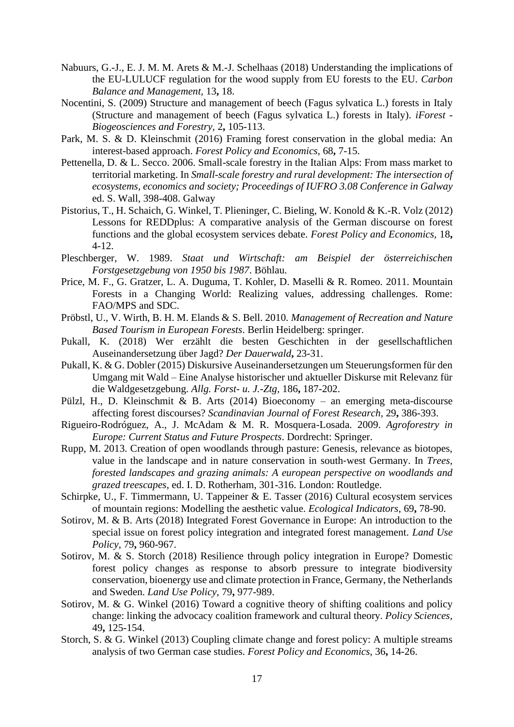Nabuurs, G.-J., E. J. M. M. Arets & M.-J. Schelhaas (2018) Understanding the implications of the EU-LULUCF regulation for the wood supply from EU forests to the EU. *Carbon Balance and Management,* 13**,** 18.

Nocentini, S. (2009) Structure and management of beech (Fagus sylvatica L.) forests in Italy (Structure and management of beech (Fagus sylvatica L.) forests in Italy). *iForest - Biogeosciences and Forestry,* 2**,** 105-113.

Park, M. S. & D. Kleinschmit (2016) Framing forest conservation in the global media: An interest-based approach. *Forest Policy and Economics,* 68**,** 7-15.

Pettenella, D. & L. Secco. 2006. Small-scale forestry in the Italian Alps: From mass market to territorial marketing. In *Small-scale forestry and rural development: The intersection of ecosystems, economics and society; Proceedings of IUFRO 3.08 Conference in Galway* ed. S. Wall, 398-408. Galway

Pistorius, T., H. Schaich, G. Winkel, T. Plieninger, C. Bieling, W. Konold & K.-R. Volz (2012) Lessons for REDDplus: A comparative analysis of the German discourse on forest functions and the global ecosystem services debate. *Forest Policy and Economics,* 18**,** 4-12.

Pleschberger, W. 1989. *Staat und Wirtschaft: am Beispiel der österreichischen Forstgesetzgebung von 1950 bis 1987*. Böhlau.

Price, M. F., G. Gratzer, L. A. Duguma, T. Kohler, D. Maselli & R. Romeo. 2011. Mountain Forests in a Changing World: Realizing values, addressing challenges. Rome: FAO/MPS and SDC.

Pröbstl, U., V. Wirth, B. H. M. Elands & S. Bell. 2010. *Management of Recreation and Nature Based Tourism in European Forests*. Berlin Heidelberg: springer.

Pukall, K. (2018) Wer erzählt die besten Geschichten in der gesellschaftlichen Auseinandersetzung über Jagd? *Der Dauerwald***,** 23-31.

Pukall, K. & G. Dobler (2015) Diskursive Auseinandersetzungen um Steuerungsformen für den Umgang mit Wald – Eine Analyse historischer und aktueller Diskurse mit Relevanz für die Waldgesetzgebung. *Allg. Forst- u. J.-Ztg,* 186**,** 187-202.

Pülzl, H., D. Kleinschmit & B. Arts (2014) Bioeconomy – an emerging meta-discourse affecting forest discourses? *Scandinavian Journal of Forest Research,* 29**,** 386-393.

Rigueiro-Rodróguez, A., J. McAdam & M. R. Mosquera-Losada. 2009. *Agroforestry in Europe: Current Status and Future Prospects*. Dordrecht: Springer.

Rupp, M. 2013. Creation of open woodlands through pasture: Genesis, relevance as biotopes, value in the landscape and in nature conservation in south-west Germany. In *Trees, forested landscapes and grazing animals: A european perspective on woodlands and grazed treescapes,* ed. I. D. Rotherham, 301-316. London: Routledge.

Schirpke, U., F. Timmermann, U. Tappeiner & E. Tasser (2016) Cultural ecosystem services of mountain regions: Modelling the aesthetic value. *Ecological Indicators,* 69**,** 78-90.

Sotirov, M. & B. Arts (2018) Integrated Forest Governance in Europe: An introduction to the special issue on forest policy integration and integrated forest management. *Land Use Policy,* 79**,** 960-967.

Sotirov, M. & S. Storch (2018) Resilience through policy integration in Europe? Domestic forest policy changes as response to absorb pressure to integrate biodiversity conservation, bioenergy use and climate protection in France, Germany, the Netherlands and Sweden. *Land Use Policy,* 79**,** 977-989.

Sotirov, M. & G. Winkel (2016) Toward a cognitive theory of shifting coalitions and policy change: linking the advocacy coalition framework and cultural theory. *Policy Sciences,* 49**,** 125-154.

Storch, S. & G. Winkel (2013) Coupling climate change and forest policy: A multiple streams analysis of two German case studies. *Forest Policy and Economics,* 36**,** 14-26.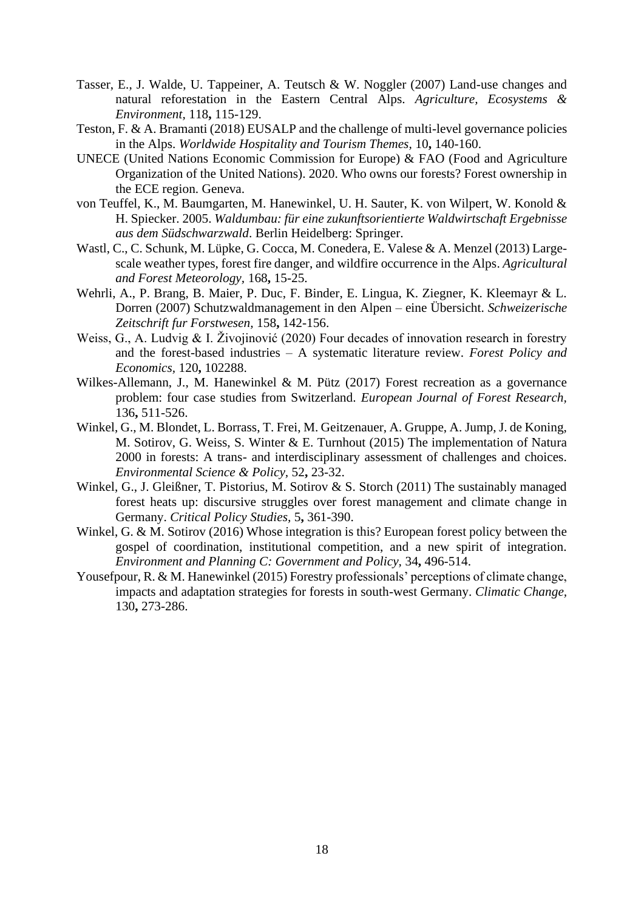Tasser, E., J. Walde, U. Tappeiner, A. Teutsch & W. Noggler (2007) Land-use changes and natural reforestation in the Eastern Central Alps. *Agriculture, Ecosystems & Environment,* 118**,** 115-129.

Teston, F. & A. Bramanti (2018) EUSALP and the challenge of multi-level governance policies in the Alps. *Worldwide Hospitality and Tourism Themes,* 10**,** 140-160.

UNECE (United Nations Economic Commission for Europe) & FAO (Food and Agriculture Organization of the United Nations). 2020. Who owns our forests? Forest ownership in the ECE region. Geneva.

von Teuffel, K., M. Baumgarten, M. Hanewinkel, U. H. Sauter, K. von Wilpert, W. Konold & H. Spiecker. 2005. *Waldumbau: für eine zukunftsorientierte Waldwirtschaft Ergebnisse aus dem Südschwarzwald*. Berlin Heidelberg: Springer.

Wastl, C., C. Schunk, M. Lüpke, G. Cocca, M. Conedera, E. Valese & A. Menzel (2013) Large-scale weather types, forest fire danger, and wildfire occurrence in the Alps. *Agricultural and Forest Meteorology,* 168**,** 15-25.

Wehrli, A., P. Brang, B. Maier, P. Duc, F. Binder, E. Lingua, K. Ziegner, K. Kleemayr & L. Dorren (2007) Schutzwaldmanagement in den Alpen – eine Übersicht. *Schweizerische Zeitschrift fur Forstwesen,* 158**,** 142-156.

Weiss, G., A. Ludvig & I. Živojinović (2020) Four decades of innovation research in forestry and the forest-based industries – A systematic literature review. *Forest Policy and Economics*, 120**,** 102288.

Wilkes-Allemann, J., M. Hanewinkel & M. Pütz (2017) Forest recreation as a governance problem: four case studies from Switzerland. *European Journal of Forest Research,* 136**,** 511-526.

Winkel, G., M. Blondet, L. Borrass, T. Frei, M. Geitzenauer, A. Gruppe, A. Jump, J. de Koning, M. Sotirov, G. Weiss, S. Winter & E. Turnhout (2015) The implementation of Natura 2000 in forests: A trans- and interdisciplinary assessment of challenges and choices. *Environmental Science & Policy,* 52**,** 23-32.

Winkel, G., J. Gleißner, T. Pistorius, M. Sotirov & S. Storch (2011) The sustainably managed forest heats up: discursive struggles over forest management and climate change in Germany. *Critical Policy Studies,* 5**,** 361-390.

Winkel, G. & M. Sotirov (2016) Whose integration is this? European forest policy between the gospel of coordination, institutional competition, and a new spirit of integration. *Environment and Planning C: Government and Policy,* 34**,** 496-514.

Yousefpour, R. & M. Hanewinkel (2015) Forestry professionals' perceptions of climate change, impacts and adaptation strategies for forests in south-west Germany. *Climatic Change,* 130**,** 273-286.